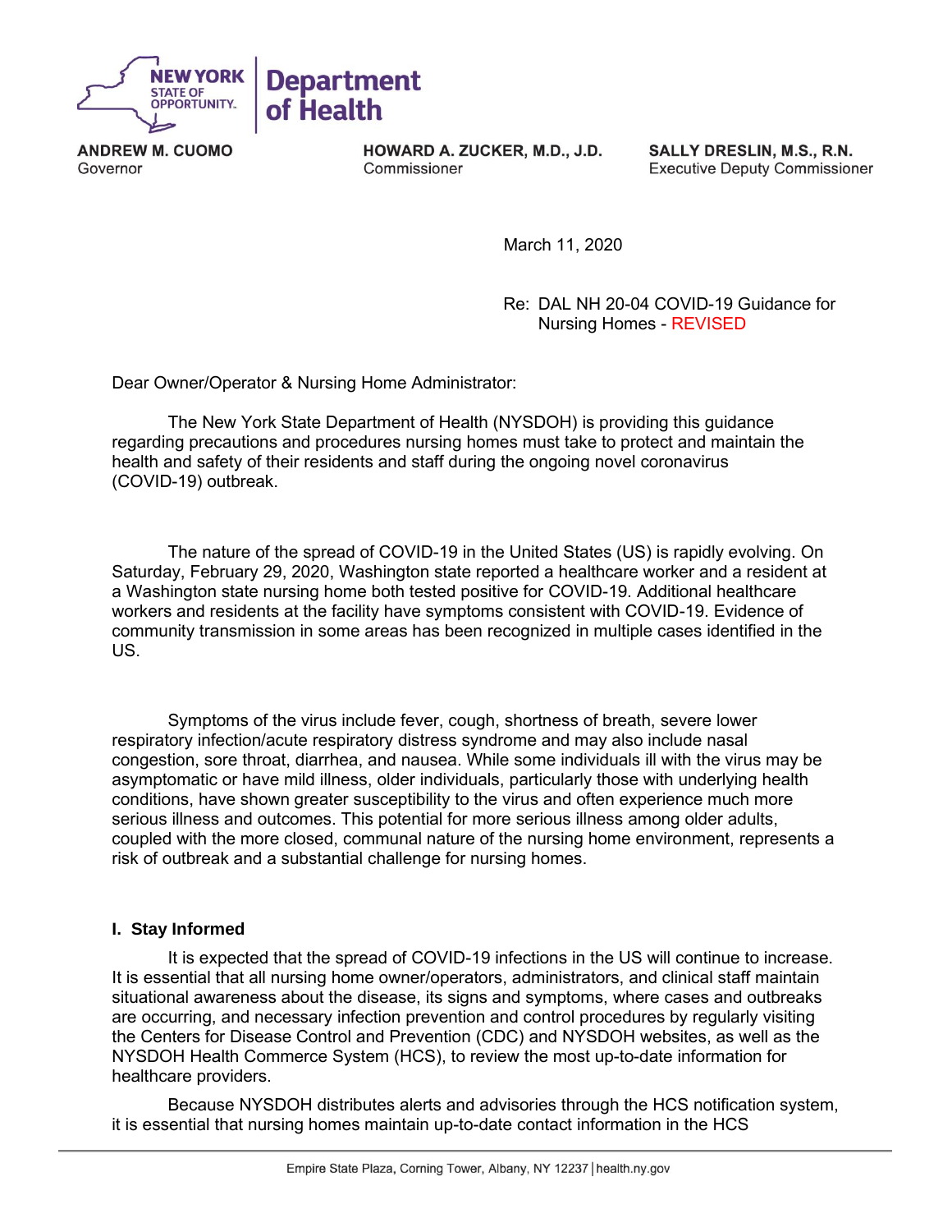NEW YORK STATE OF OPPORTUNITY. | Department of Health

**ANDREW M. CUOMO**
Governor

**HOWARD A. ZUCKER, M.D., J.D.**
Commissioner

**SALLY DRESLIN, M.S., R.N.**
Executive Deputy Commissioner

March 11, 2020

Re: DAL NH 20-04 COVID-19 Guidance for Nursing Homes - REVISED

Dear Owner/Operator & Nursing Home Administrator:

The New York State Department of Health (NYSDOH) is providing this guidance regarding precautions and procedures nursing homes must take to protect and maintain the health and safety of their residents and staff during the ongoing novel coronavirus (COVID-19) outbreak.

The nature of the spread of COVID-19 in the United States (US) is rapidly evolving. On Saturday, February 29, 2020, Washington state reported a healthcare worker and a resident at a Washington state nursing home both tested positive for COVID-19. Additional healthcare workers and residents at the facility have symptoms consistent with COVID-19. Evidence of community transmission in some areas has been recognized in multiple cases identified in the US.

Symptoms of the virus include fever, cough, shortness of breath, severe lower respiratory infection/acute respiratory distress syndrome and may also include nasal congestion, sore throat, diarrhea, and nausea. While some individuals ill with the virus may be asymptomatic or have mild illness, older individuals, particularly those with underlying health conditions, have shown greater susceptibility to the virus and often experience much more serious illness and outcomes. This potential for more serious illness among older adults, coupled with the more closed, communal nature of the nursing home environment, represents a risk of outbreak and a substantial challenge for nursing homes.

### I. Stay Informed

It is expected that the spread of COVID-19 infections in the US will continue to increase. It is essential that all nursing home owner/operators, administrators, and clinical staff maintain situational awareness about the disease, its signs and symptoms, where cases and outbreaks are occurring, and necessary infection prevention and control procedures by regularly visiting the Centers for Disease Control and Prevention (CDC) and NYSDOH websites, as well as the NYSDOH Health Commerce System (HCS), to review the most up-to-date information for healthcare providers.

Because NYSDOH distributes alerts and advisories through the HCS notification system, it is essential that nursing homes maintain up-to-date contact information in the HCS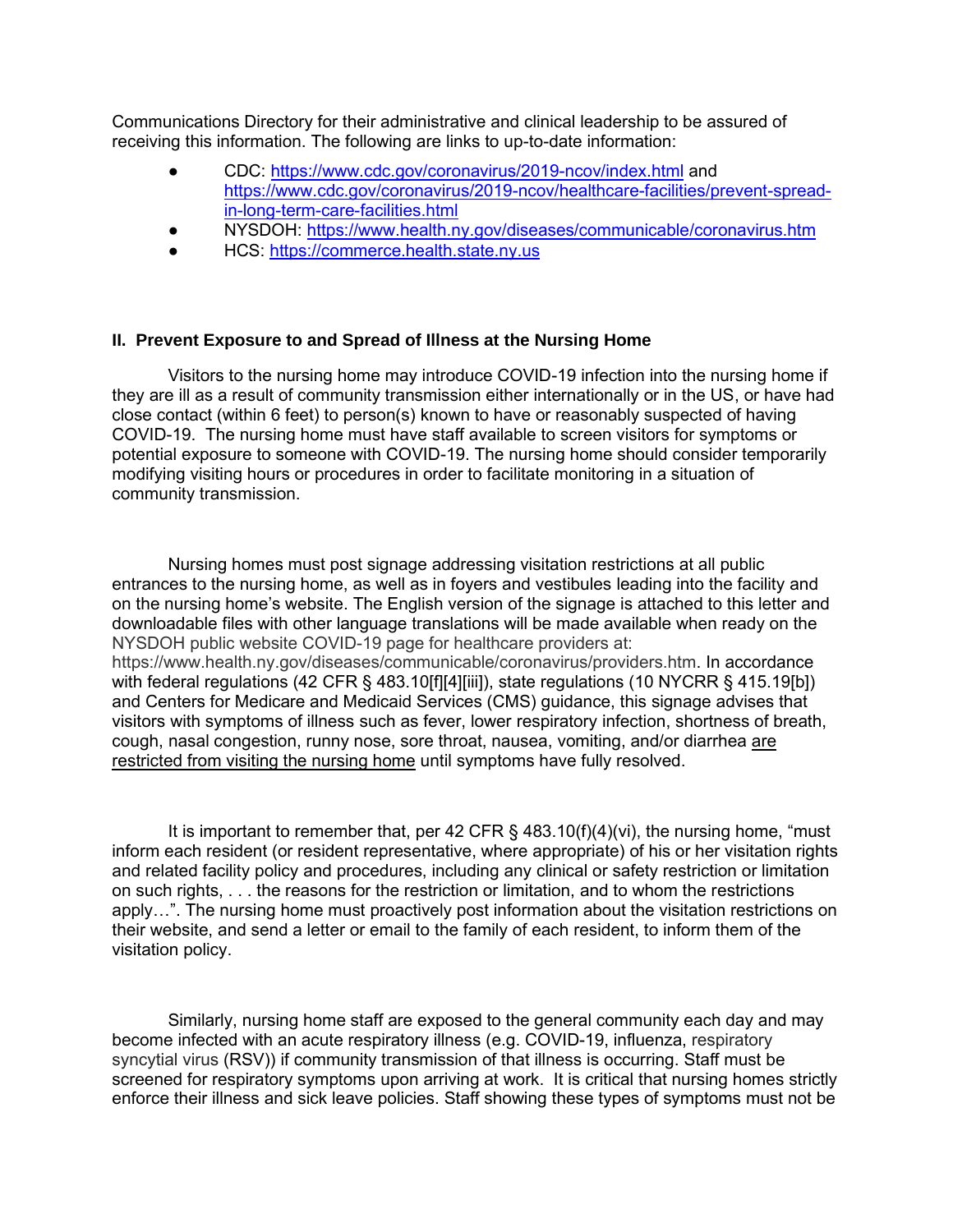Communications Directory for their administrative and clinical leadership to be assured of receiving this information. The following are links to up-to-date information:

- CDC: https://www.cdc.gov/coronavirus/2019-ncov/index.html and https://www.cdc.gov/coronavirus/2019-ncov/healthcare-facilities/prevent-spread-in-long-term-care-facilities.html
- NYSDOH: https://www.health.ny.gov/diseases/communicable/coronavirus.htm
- HCS: https://commerce.health.state.ny.us

## II. Prevent Exposure to and Spread of Illness at the Nursing Home

Visitors to the nursing home may introduce COVID-19 infection into the nursing home if they are ill as a result of community transmission either internationally or in the US, or have had close contact (within 6 feet) to person(s) known to have or reasonably suspected of having COVID-19. The nursing home must have staff available to screen visitors for symptoms or potential exposure to someone with COVID-19. The nursing home should consider temporarily modifying visiting hours or procedures in order to facilitate monitoring in a situation of community transmission.

Nursing homes must post signage addressing visitation restrictions at all public entrances to the nursing home, as well as in foyers and vestibules leading into the facility and on the nursing home's website. The English version of the signage is attached to this letter and downloadable files with other language translations will be made available when ready on the NYSDOH public website COVID-19 page for healthcare providers at: https://www.health.ny.gov/diseases/communicable/coronavirus/providers.htm. In accordance with federal regulations (42 CFR § 483.10[f][4][iii]), state regulations (10 NYCRR § 415.19[b]) and Centers for Medicare and Medicaid Services (CMS) guidance, this signage advises that visitors with symptoms of illness such as fever, lower respiratory infection, shortness of breath, cough, nasal congestion, runny nose, sore throat, nausea, vomiting, and/or diarrhea are restricted from visiting the nursing home until symptoms have fully resolved.

It is important to remember that, per 42 CFR § 483.10(f)(4)(vi), the nursing home, "must inform each resident (or resident representative, where appropriate) of his or her visitation rights and related facility policy and procedures, including any clinical or safety restriction or limitation on such rights, . . . the reasons for the restriction or limitation, and to whom the restrictions apply…". The nursing home must proactively post information about the visitation restrictions on their website, and send a letter or email to the family of each resident, to inform them of the visitation policy.

Similarly, nursing home staff are exposed to the general community each day and may become infected with an acute respiratory illness (e.g. COVID-19, influenza, respiratory syncytial virus (RSV)) if community transmission of that illness is occurring. Staff must be screened for respiratory symptoms upon arriving at work. It is critical that nursing homes strictly enforce their illness and sick leave policies. Staff showing these types of symptoms must not be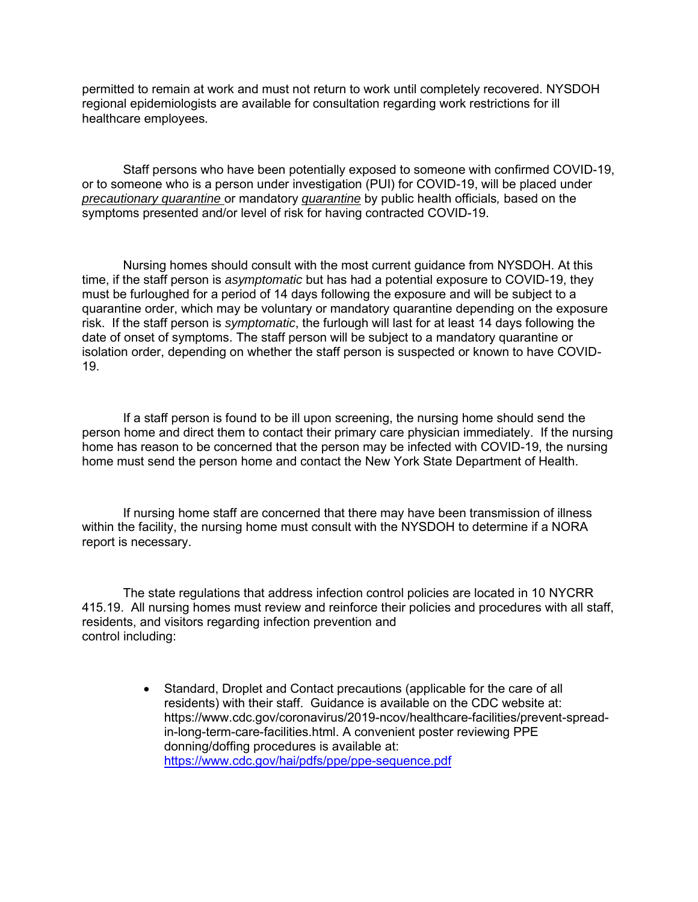permitted to remain at work and must not return to work until completely recovered. NYSDOH regional epidemiologists are available for consultation regarding work restrictions for ill healthcare employees.

Staff persons who have been potentially exposed to someone with confirmed COVID-19, or to someone who is a person under investigation (PUI) for COVID-19, will be placed under *precautionary quarantine* or mandatory *quarantine* by public health officials, based on the symptoms presented and/or level of risk for having contracted COVID-19.

Nursing homes should consult with the most current guidance from NYSDOH. At this time, if the staff person is *asymptomatic* but has had a potential exposure to COVID-19, they must be furloughed for a period of 14 days following the exposure and will be subject to a quarantine order, which may be voluntary or mandatory quarantine depending on the exposure risk. If the staff person is *symptomatic*, the furlough will last for at least 14 days following the date of onset of symptoms. The staff person will be subject to a mandatory quarantine or isolation order, depending on whether the staff person is suspected or known to have COVID-19.

If a staff person is found to be ill upon screening, the nursing home should send the person home and direct them to contact their primary care physician immediately. If the nursing home has reason to be concerned that the person may be infected with COVID-19, the nursing home must send the person home and contact the New York State Department of Health.

If nursing home staff are concerned that there may have been transmission of illness within the facility, the nursing home must consult with the NYSDOH to determine if a NORA report is necessary.

The state regulations that address infection control policies are located in 10 NYCRR 415.19. All nursing homes must review and reinforce their policies and procedures with all staff, residents, and visitors regarding infection prevention and control including:

- Standard, Droplet and Contact precautions (applicable for the care of all residents) with their staff. Guidance is available on the CDC website at: https://www.cdc.gov/coronavirus/2019-ncov/healthcare-facilities/prevent-spread-in-long-term-care-facilities.html. A convenient poster reviewing PPE donning/doffing procedures is available at: https://www.cdc.gov/hai/pdfs/ppe/ppe-sequence.pdf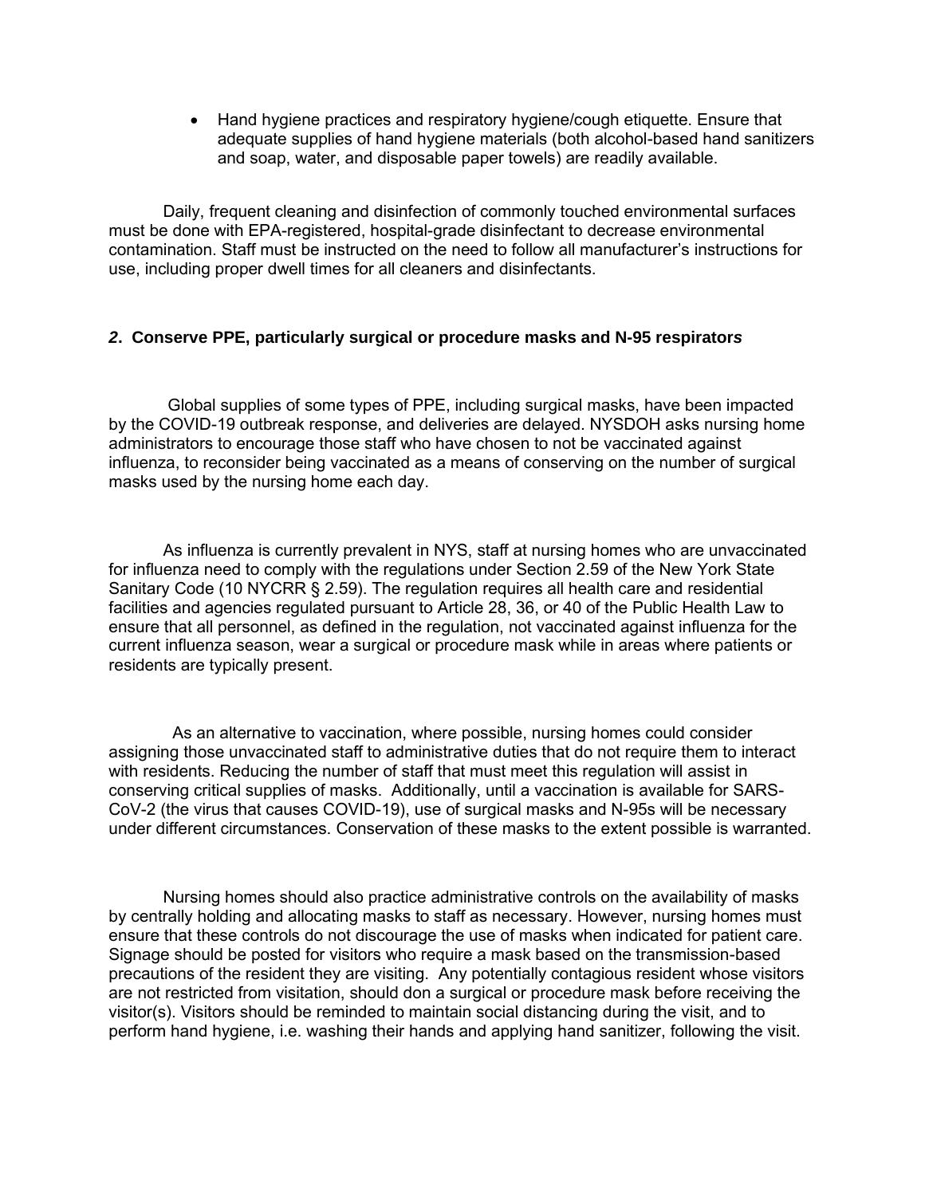- Hand hygiene practices and respiratory hygiene/cough etiquette. Ensure that adequate supplies of hand hygiene materials (both alcohol-based hand sanitizers and soap, water, and disposable paper towels) are readily available.

Daily, frequent cleaning and disinfection of commonly touched environmental surfaces must be done with EPA-registered, hospital-grade disinfectant to decrease environmental contamination. Staff must be instructed on the need to follow all manufacturer's instructions for use, including proper dwell times for all cleaners and disinfectants.

### *2*. Conserve PPE, particularly surgical or procedure masks and N-95 respirator*s*

Global supplies of some types of PPE, including surgical masks, have been impacted by the COVID-19 outbreak response, and deliveries are delayed. NYSDOH asks nursing home administrators to encourage those staff who have chosen to not be vaccinated against influenza, to reconsider being vaccinated as a means of conserving on the number of surgical masks used by the nursing home each day.

As influenza is currently prevalent in NYS, staff at nursing homes who are unvaccinated for influenza need to comply with the regulations under Section 2.59 of the New York State Sanitary Code (10 NYCRR § 2.59). The regulation requires all health care and residential facilities and agencies regulated pursuant to Article 28, 36, or 40 of the Public Health Law to ensure that all personnel, as defined in the regulation, not vaccinated against influenza for the current influenza season, wear a surgical or procedure mask while in areas where patients or residents are typically present.

As an alternative to vaccination, where possible, nursing homes could consider assigning those unvaccinated staff to administrative duties that do not require them to interact with residents. Reducing the number of staff that must meet this regulation will assist in conserving critical supplies of masks. Additionally, until a vaccination is available for SARS-CoV-2 (the virus that causes COVID-19), use of surgical masks and N-95s will be necessary under different circumstances. Conservation of these masks to the extent possible is warranted.

Nursing homes should also practice administrative controls on the availability of masks by centrally holding and allocating masks to staff as necessary. However, nursing homes must ensure that these controls do not discourage the use of masks when indicated for patient care. Signage should be posted for visitors who require a mask based on the transmission-based precautions of the resident they are visiting. Any potentially contagious resident whose visitors are not restricted from visitation, should don a surgical or procedure mask before receiving the visitor(s). Visitors should be reminded to maintain social distancing during the visit, and to perform hand hygiene, i.e. washing their hands and applying hand sanitizer, following the visit.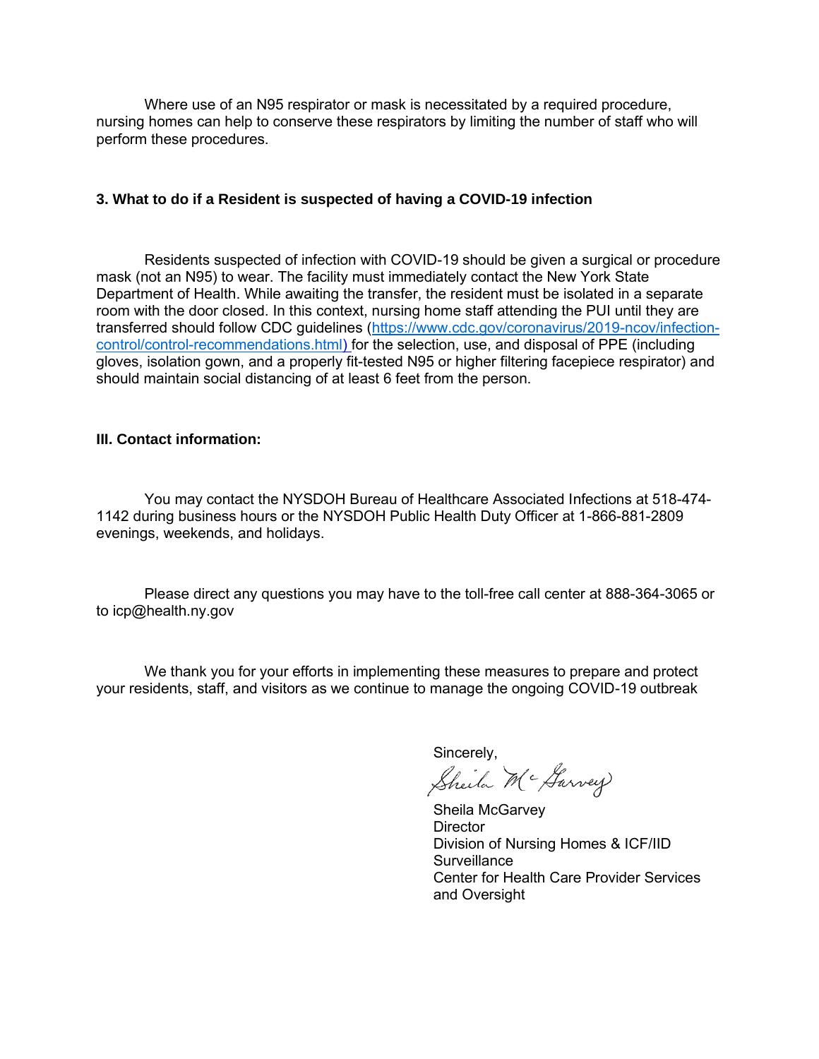Where use of an N95 respirator or mask is necessitated by a required procedure, nursing homes can help to conserve these respirators by limiting the number of staff who will perform these procedures.

### 3. What to do if a Resident is suspected of having a COVID-19 infection

Residents suspected of infection with COVID-19 should be given a surgical or procedure mask (not an N95) to wear. The facility must immediately contact the New York State Department of Health. While awaiting the transfer, the resident must be isolated in a separate room with the door closed. In this context, nursing home staff attending the PUI until they are transferred should follow CDC guidelines ([https://www.cdc.gov/coronavirus/2019-ncov/infection-control/control-recommendations.html](https://www.cdc.gov/coronavirus/2019-ncov/infection-control/control-recommendations.html)) for the selection, use, and disposal of PPE (including gloves, isolation gown, and a properly fit-tested N95 or higher filtering facepiece respirator) and should maintain social distancing of at least 6 feet from the person.

## III. Contact information:

You may contact the NYSDOH Bureau of Healthcare Associated Infections at 518-474-1142 during business hours or the NYSDOH Public Health Duty Officer at 1-866-881-2809 evenings, weekends, and holidays.

Please direct any questions you may have to the toll-free call center at 888-364-3065 or to icp@health.ny.gov

We thank you for your efforts in implementing these measures to prepare and protect your residents, staff, and visitors as we continue to manage the ongoing COVID-19 outbreak

Sincerely,

Sheila McGarvey
Director
Division of Nursing Homes & ICF/IID Surveillance
Center for Health Care Provider Services and Oversight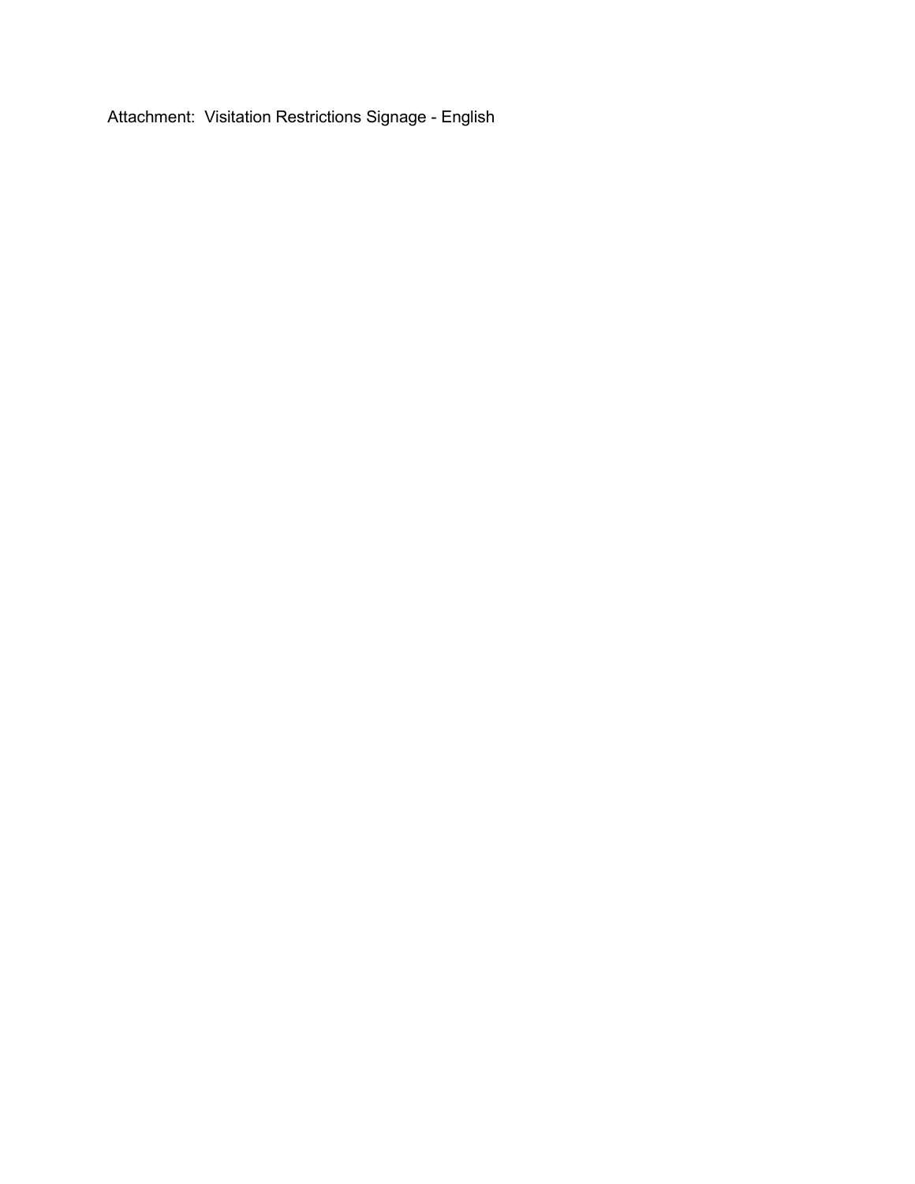Attachment:  Visitation Restrictions Signage - English